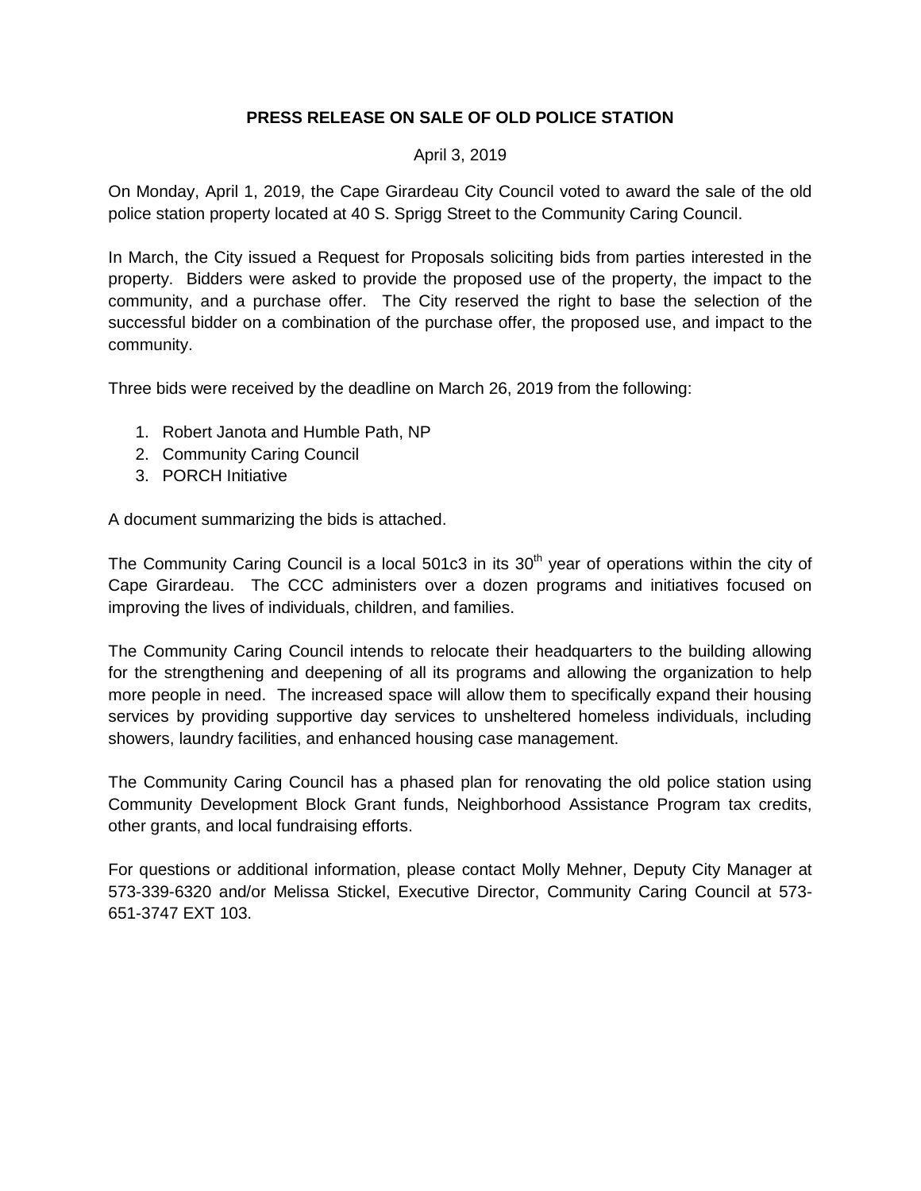# PRESS RELEASE ON SALE OF OLD POLICE STATION

April 3, 2019

On Monday, April 1, 2019, the Cape Girardeau City Council voted to award the sale of the old police station property located at 40 S. Sprigg Street to the Community Caring Council.

In March, the City issued a Request for Proposals soliciting bids from parties interested in the property. Bidders were asked to provide the proposed use of the property, the impact to the community, and a purchase offer. The City reserved the right to base the selection of the successful bidder on a combination of the purchase offer, the proposed use, and impact to the community.

Three bids were received by the deadline on March 26, 2019 from the following:

1. Robert Janota and Humble Path, NP
2. Community Caring Council
3. PORCH Initiative

A document summarizing the bids is attached.

The Community Caring Council is a local 501c3 in its 30th year of operations within the city of Cape Girardeau. The CCC administers over a dozen programs and initiatives focused on improving the lives of individuals, children, and families.

The Community Caring Council intends to relocate their headquarters to the building allowing for the strengthening and deepening of all its programs and allowing the organization to help more people in need. The increased space will allow them to specifically expand their housing services by providing supportive day services to unsheltered homeless individuals, including showers, laundry facilities, and enhanced housing case management.

The Community Caring Council has a phased plan for renovating the old police station using Community Development Block Grant funds, Neighborhood Assistance Program tax credits, other grants, and local fundraising efforts.

For questions or additional information, please contact Molly Mehner, Deputy City Manager at 573-339-6320 and/or Melissa Stickel, Executive Director, Community Caring Council at 573-651-3747 EXT 103.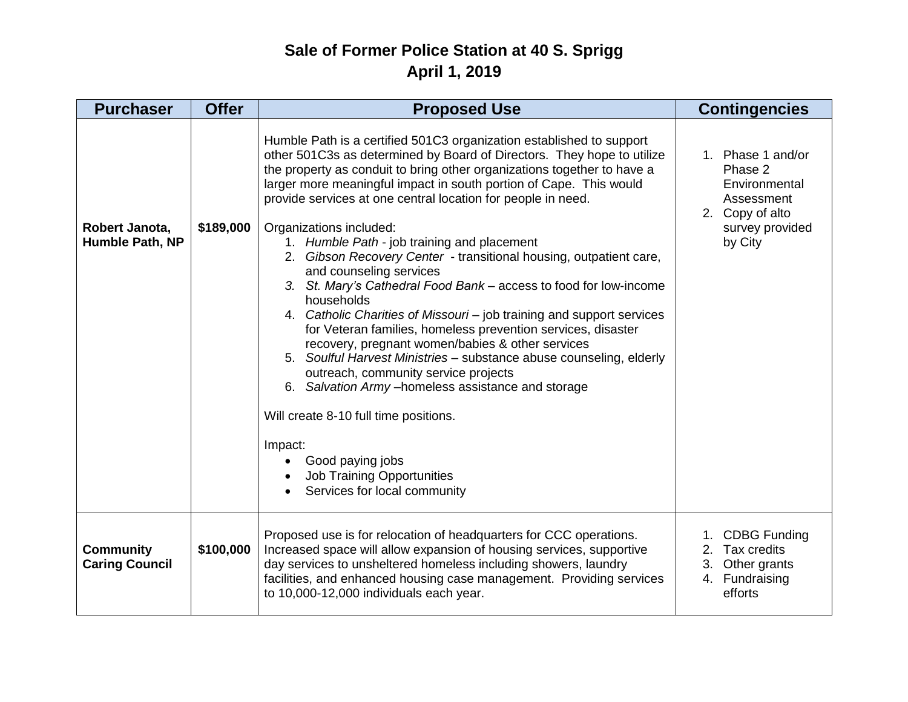# Sale of Former Police Station at 40 S. Sprigg
## April 1, 2019

| Purchaser | Offer | Proposed Use | Contingencies |
|---|---|---|---|
| **Robert Janota, Humble Path, NP** | **$189,000** | Humble Path is a certified 501C3 organization established to support other 501C3s as determined by Board of Directors. They hope to utilize the property as conduit to bring other organizations together to have a larger more meaningful impact in south portion of Cape. This would provide services at one central location for people in need.<br><br>Organizations included:<br>1. *Humble Path* - job training and placement<br>2. *Gibson Recovery Center* - transitional housing, outpatient care, and counseling services<br>3. *St. Mary's Cathedral Food Bank* – access to food for low-income households<br>4. *Catholic Charities of Missouri* – job training and support services for Veteran families, homeless prevention services, disaster recovery, pregnant women/babies & other services<br>5. *Soulful Harvest Ministries* – substance abuse counseling, elderly outreach, community service projects<br>6. *Salvation Army* –homeless assistance and storage<br><br>Will create 8-10 full time positions.<br><br>Impact:<br>• Good paying jobs<br>• Job Training Opportunities<br>• Services for local community | 1. Phase 1 and/or Phase 2 Environmental Assessment<br>2. Copy of alto survey provided by City |
| **Community Caring Council** | **$100,000** | Proposed use is for relocation of headquarters for CCC operations. Increased space will allow expansion of housing services, supportive day services to unsheltered homeless including showers, laundry facilities, and enhanced housing case management. Providing services to 10,000-12,000 individuals each year. | 1. CDBG Funding<br>2. Tax credits<br>3. Other grants<br>4. Fundraising efforts |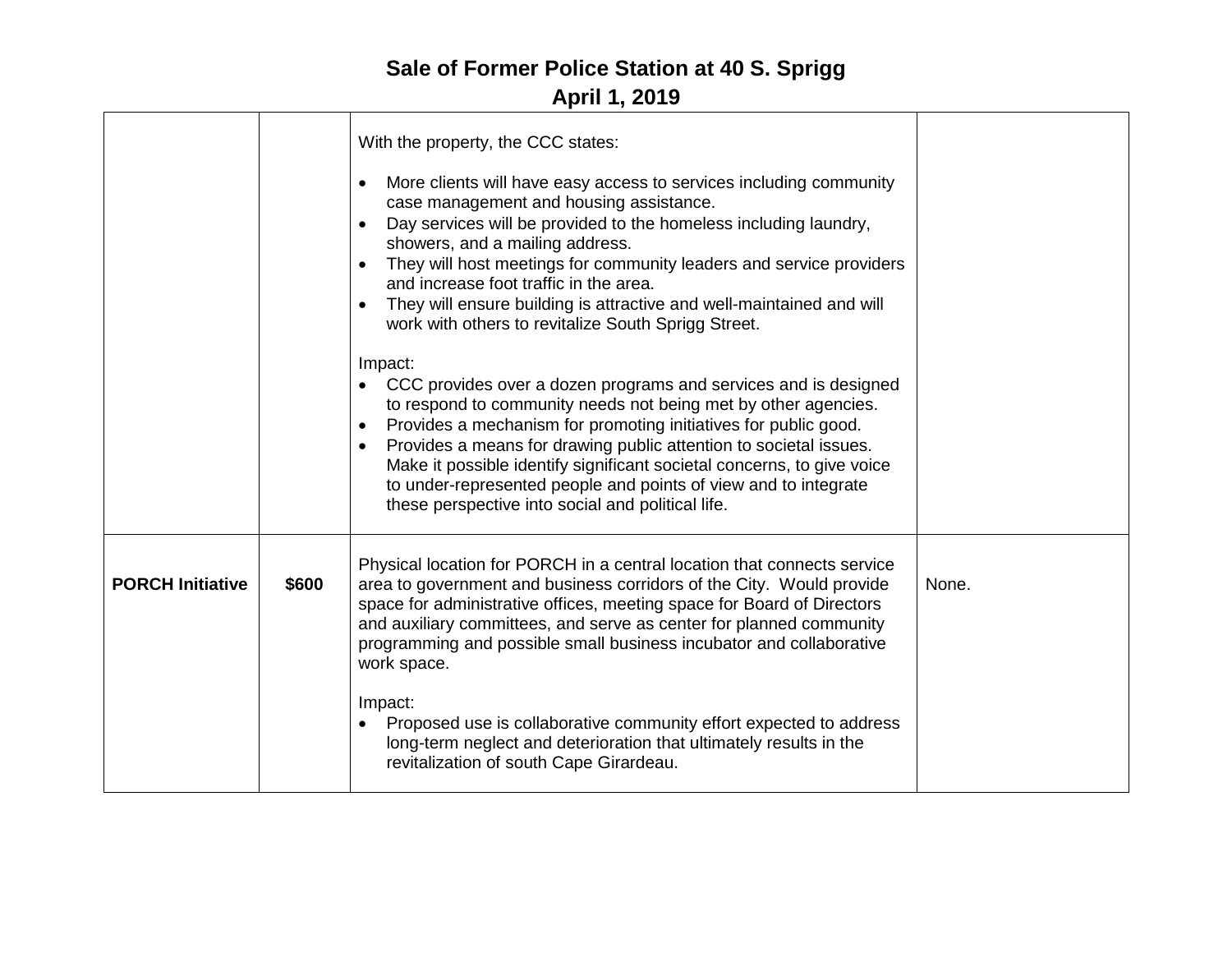# Sale of Former Police Station at 40 S. Sprigg

## April 1, 2019

| | | | |
|---|---|---|---|
| | | With the property, the CCC states:<br><br>• More clients will have easy access to services including community case management and housing assistance.<br>• Day services will be provided to the homeless including laundry, showers, and a mailing address.<br>• They will host meetings for community leaders and service providers and increase foot traffic in the area.<br>• They will ensure building is attractive and well-maintained and will work with others to revitalize South Sprigg Street.<br><br>Impact:<br>• CCC provides over a dozen programs and services and is designed to respond to community needs not being met by other agencies.<br>• Provides a mechanism for promoting initiatives for public good.<br>• Provides a means for drawing public attention to societal issues. Make it possible identify significant societal concerns, to give voice to under-represented people and points of view and to integrate these perspective into social and political life. | |
| **PORCH Initiative** | **$600** | Physical location for PORCH in a central location that connects service area to government and business corridors of the City. Would provide space for administrative offices, meeting space for Board of Directors and auxiliary committees, and serve as center for planned community programming and possible small business incubator and collaborative work space.<br><br>Impact:<br>• Proposed use is collaborative community effort expected to address long-term neglect and deterioration that ultimately results in the revitalization of south Cape Girardeau. | None. |